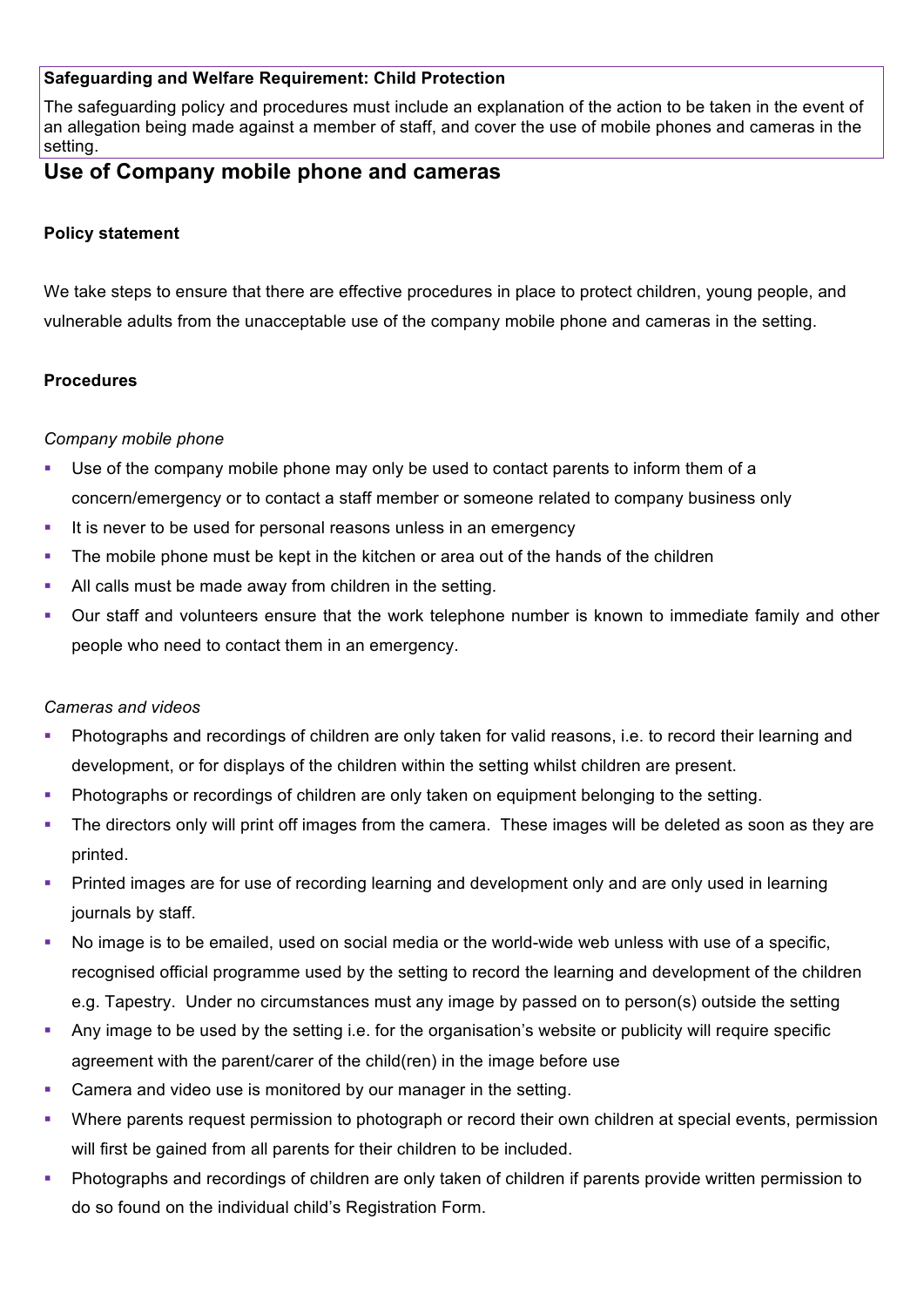**Safeguarding and Welfare Requirement: Child Protection**

The safeguarding policy and procedures must include an explanation of the action to be taken in the event of an allegation being made against a member of staff, and cover the use of mobile phones and cameras in the setting.

## Use of Company mobile phone and cameras

**Policy statement**

We take steps to ensure that there are effective procedures in place to protect children, young people, and vulnerable adults from the unacceptable use of the company mobile phone and cameras in the setting.

**Procedures**

*Company mobile phone*

- Use of the company mobile phone may only be used to contact parents to inform them of a concern/emergency or to contact a staff member or someone related to company business only
- It is never to be used for personal reasons unless in an emergency
- The mobile phone must be kept in the kitchen or area out of the hands of the children
- All calls must be made away from children in the setting.
- Our staff and volunteers ensure that the work telephone number is known to immediate family and other people who need to contact them in an emergency.

*Cameras and videos*

- Photographs and recordings of children are only taken for valid reasons, i.e. to record their learning and development, or for displays of the children within the setting whilst children are present.
- Photographs or recordings of children are only taken on equipment belonging to the setting.
- The directors only will print off images from the camera. These images will be deleted as soon as they are printed.
- Printed images are for use of recording learning and development only and are only used in learning journals by staff.
- No image is to be emailed, used on social media or the world-wide web unless with use of a specific, recognised official programme used by the setting to record the learning and development of the children e.g. Tapestry. Under no circumstances must any image by passed on to person(s) outside the setting
- Any image to be used by the setting i.e. for the organisation's website or publicity will require specific agreement with the parent/carer of the child(ren) in the image before use
- Camera and video use is monitored by our manager in the setting.
- Where parents request permission to photograph or record their own children at special events, permission will first be gained from all parents for their children to be included.
- Photographs and recordings of children are only taken of children if parents provide written permission to do so found on the individual child's Registration Form.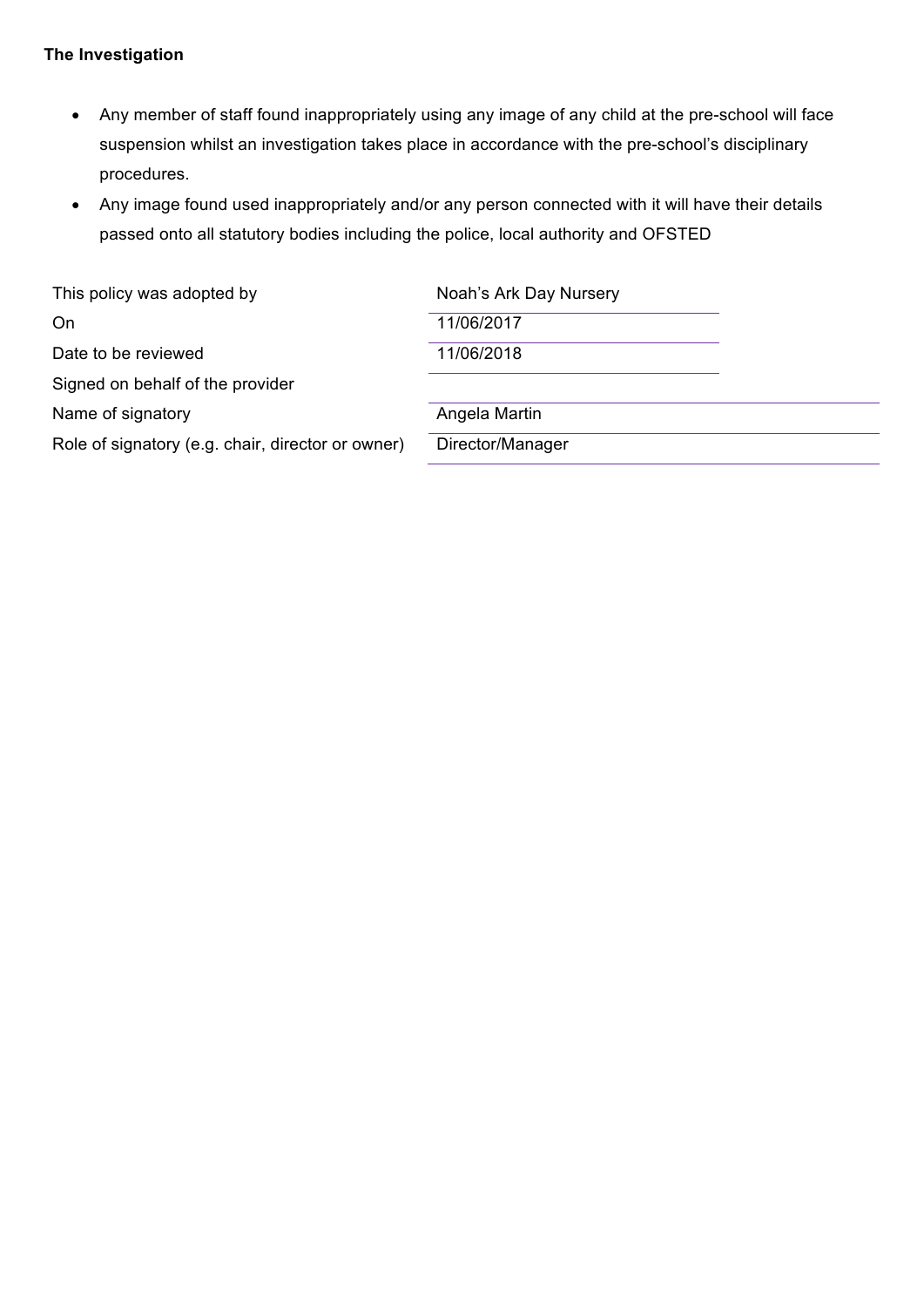**The Investigation**

- Any member of staff found inappropriately using any image of any child at the pre-school will face suspension whilst an investigation takes place in accordance with the pre-school's disciplinary procedures.
- Any image found used inappropriately and/or any person connected with it will have their details passed onto all statutory bodies including the police, local authority and OFSTED

| | |
|---|---|
| This policy was adopted by | Noah's Ark Day Nursery |
| On | 11/06/2017 |
| Date to be reviewed | 11/06/2018 |
| Signed on behalf of the provider | |
| Name of signatory | Angela Martin |
| Role of signatory (e.g. chair, director or owner) | Director/Manager |